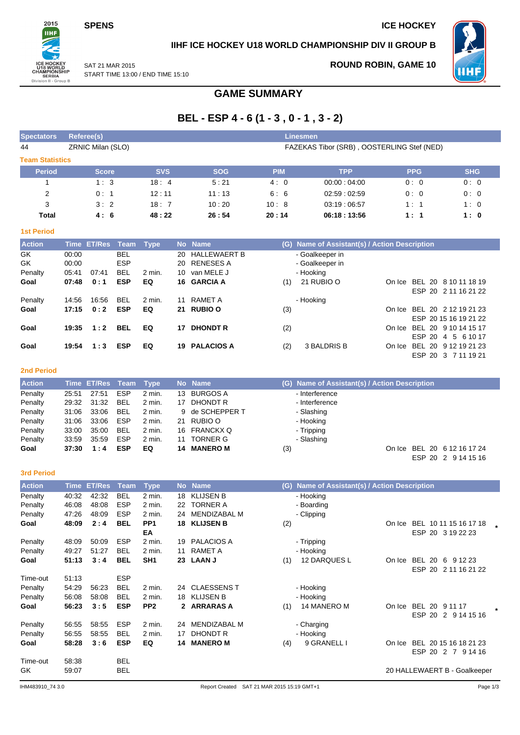SPENS

ICE HOCKEY

### IIHF ICE HOCKEY U18 WORLD CHAMPIONSHIP DIV II GROUP B

SAT 21 MAR 2015
START TIME 13:00 / END TIME 15:10

**ROUND ROBIN, GAME 10**

## GAME SUMMARY

# BEL - ESP 4 - 6 (1 - 3 , 0 - 1 , 3 - 2)

| Spectators | Referee(s) | Linesmen |
|---|---|---|
| 44 | ZRNIC Milan (SLO) | FAZEKAS Tibor (SRB) , OOSTERLING Stef (NED) |

### Team Statistics

| Period | Score | SVS | SOG | PIM | TPP | PPG | SHG |
|---|---|---|---|---|---|---|---|
| 1 | 1 : 3 | 18 : 4 | 5 : 21 | 4 : 0 | 00:00 : 04:00 | 0 : 0 | 0 : 0 |
| 2 | 0 : 1 | 12 : 11 | 11 : 13 | 6 : 6 | 02:59 : 02:59 | 0 : 0 | 0 : 0 |
| 3 | 3 : 2 | 18 : 7 | 10 : 20 | 10 : 8 | 03:19 : 06:57 | 1 : 1 | 1 : 0 |
| **Total** | **4 : 6** | **48 : 22** | **26 : 54** | **20 : 14** | **06:18 : 13:56** | **1 : 1** | **1 : 0** |

### 1st Period

| Action | Time | ET/Res | Team | Type | No | Name | (G) | Name of Assistant(s) / Action Description | On Ice |
|---|---|---|---|---|---|---|---|---|---|
| GK | 00:00 | | BEL | | 20 | HALLEWAERT B | | - Goalkeeper in | |
| GK | 00:00 | | ESP | | 20 | RENESES A | | - Goalkeeper in | |
| Penalty | 05:41 | 07:41 | BEL | 2 min. | 10 | van MELE J | | - Hooking | |
| **Goal** | **07:48** | **0 : 1** | **ESP** | **EQ** | **16** | **GARCIA A** | (1) | 21 RUBIO O | BEL 20 8 10 11 18 19 / ESP 20 2 11 16 21 22 |
| Penalty | 14:56 | 16:56 | BEL | 2 min. | 11 | RAMET A | | - Hooking | |
| **Goal** | **17:15** | **0 : 2** | **ESP** | **EQ** | **21** | **RUBIO O** | (3) | | BEL 20 2 12 19 21 23 / ESP 20 15 16 19 21 22 |
| **Goal** | **19:35** | **1 : 2** | **BEL** | **EQ** | **17** | **DHONDT R** | (2) | | BEL 20 9 10 14 15 17 / ESP 20 4 5 6 10 17 |
| **Goal** | **19:54** | **1 : 3** | **ESP** | **EQ** | **19** | **PALACIOS A** | (2) | 3 BALDRIS B | BEL 20 9 12 19 21 23 / ESP 20 3 7 11 19 21 |

### 2nd Period

| Action | Time | ET/Res | Team | Type | No | Name | (G) | Name of Assistant(s) / Action Description | On Ice |
|---|---|---|---|---|---|---|---|---|---|
| Penalty | 25:51 | 27:51 | ESP | 2 min. | 13 | BURGOS A | | - Interference | |
| Penalty | 29:32 | 31:32 | BEL | 2 min. | 17 | DHONDT R | | - Interference | |
| Penalty | 31:06 | 33:06 | BEL | 2 min. | 9 | de SCHEPPER T | | - Slashing | |
| Penalty | 31:06 | 33:06 | ESP | 2 min. | 21 | RUBIO O | | - Hooking | |
| Penalty | 33:00 | 35:00 | BEL | 2 min. | 16 | FRANCKX Q | | - Tripping | |
| Penalty | 33:59 | 35:59 | ESP | 2 min. | 11 | TORNER G | | - Slashing | |
| **Goal** | **37:30** | **1 : 4** | **ESP** | **EQ** | **14** | **MANERO M** | (3) | | BEL 20 6 12 16 17 24 / ESP 20 2 9 14 15 16 |

### 3rd Period

| Action | Time | ET/Res | Team | Type | No | Name | (G) | Name of Assistant(s) / Action Description | On Ice |
|---|---|---|---|---|---|---|---|---|---|
| Penalty | 40:32 | 42:32 | BEL | 2 min. | 18 | KLIJSEN B | | - Hooking | |
| Penalty | 46:08 | 48:08 | ESP | 2 min. | 22 | TORNER A | | - Boarding | |
| Penalty | 47:26 | 48:09 | ESP | 2 min. | 24 | MENDIZABAL M | | - Clipping | |
| **Goal** | **48:09** | **2 : 4** | **BEL** | **PP1 EA** | **18** | **KLIJSEN B** | (2) | | BEL 10 11 15 16 17 18 * / ESP 20 3 19 22 23 |
| Penalty | 48:09 | 50:09 | ESP | 2 min. | 19 | PALACIOS A | | - Tripping | |
| Penalty | 49:27 | 51:27 | BEL | 2 min. | 11 | RAMET A | | - Hooking | |
| **Goal** | **51:13** | **3 : 4** | **BEL** | **SH1** | **23** | **LAAN J** | (1) | 12 DARQUES L | BEL 20 6 9 12 23 / ESP 20 2 11 16 21 22 |
| Time-out | 51:13 | | ESP | | | | | | |
| Penalty | 54:29 | 56:23 | BEL | 2 min. | 24 | CLAESSENS T | | - Hooking | |
| Penalty | 56:08 | 58:08 | BEL | 2 min. | 18 | KLIJSEN B | | - Hooking | |
| **Goal** | **56:23** | **3 : 5** | **ESP** | **PP2** | **2** | **ARRARAS A** | (1) | 14 MANERO M | BEL 20 9 11 17 * / ESP 20 2 9 14 15 16 |
| Penalty | 56:55 | 58:55 | ESP | 2 min. | 24 | MENDIZABAL M | | - Charging | |
| Penalty | 56:55 | 58:55 | BEL | 2 min. | 17 | DHONDT R | | - Hooking | |
| **Goal** | **58:28** | **3 : 6** | **ESP** | **EQ** | **14** | **MANERO M** | (4) | 9 GRANELL I | BEL 20 15 16 18 21 23 / ESP 20 2 7 9 14 16 |
| Time-out | 58:38 | | BEL | | | | | | |
| GK | 59:07 | | BEL | | | | | 20 HALLEWAERT B - Goalkeeper | |

IHM483910_74 3.0 Report Created SAT 21 MAR 2015 15:19 GMT+1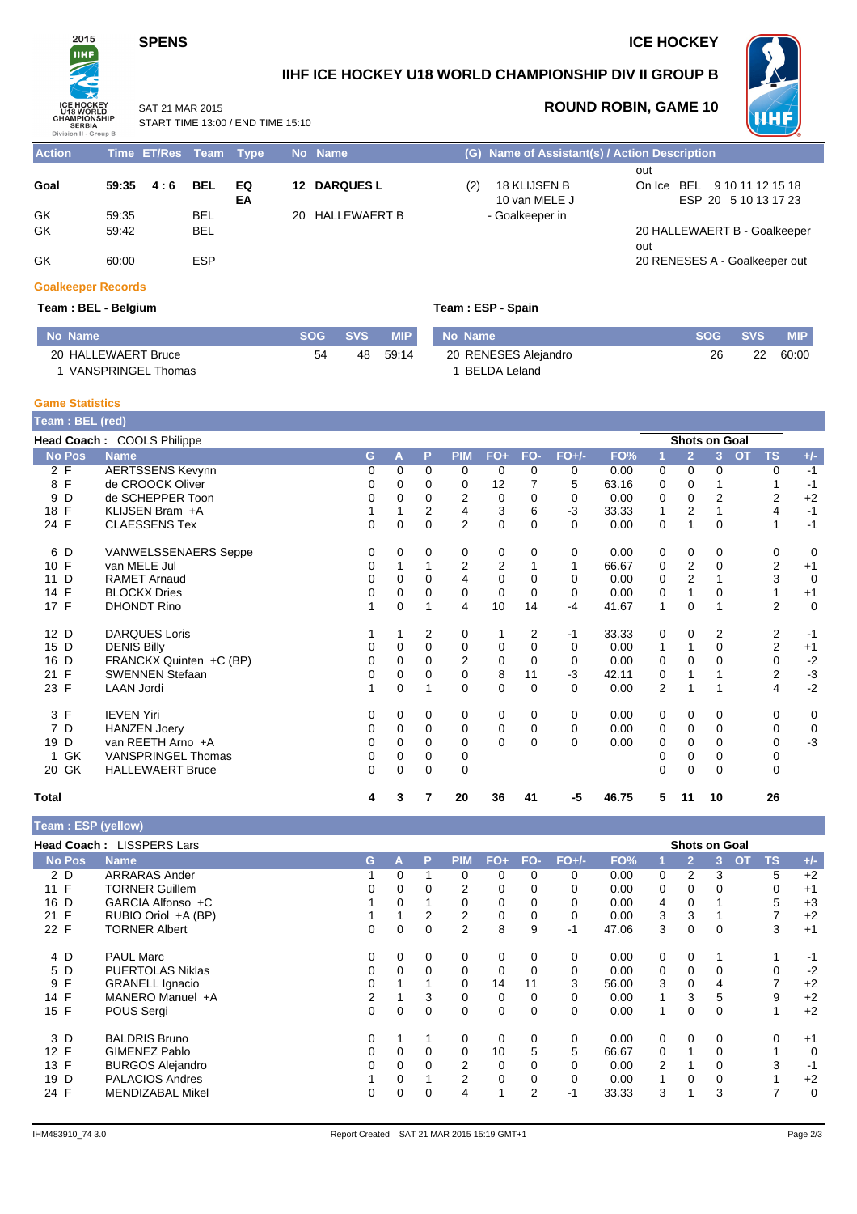SPENS — ICE HOCKEY

# IIHF ICE HOCKEY U18 WORLD CHAMPIONSHIP DIV II GROUP B

SAT 21 MAR 2015
START TIME 13:00 / END TIME 15:10

## ROUND ROBIN, GAME 10

| Action | Time | ET/Res | Team | Type | No | Name | (G) | Name of Assistant(s) / Action Description | |
|---|---|---|---|---|---|---|---|---|---|
| | | | | | | | | | out |
| Goal | 59:35 | 4 : 6 | BEL | EQ EA | 12 | DARQUES L | (2) | 18 KLIJSEN B 10 van MELE J | On Ice BEL 9 10 11 12 15 18 ESP 20 5 10 13 17 23 |
| GK | 59:35 | | BEL | | 20 | HALLEWAERT B | | - Goalkeeper in | |
| GK | 59:42 | | BEL | | | | | | 20 HALLEWAERT B - Goalkeeper out |
| GK | 60:00 | | ESP | | | | | | 20 RENESES A - Goalkeeper out |

### Goalkeeper Records

**Team : BEL - Belgium**

| No | Name | SOG | SVS | MIP |
|---|---|---|---|---|
| 20 | HALLEWAERT Bruce | 54 | 48 | 59:14 |
| 1 | VANSPRINGEL Thomas | | | |

**Team : ESP - Spain**

| No | Name | SOG | SVS | MIP |
|---|---|---|---|---|
| 20 | RENESES Alejandro | 26 | 22 | 60:00 |
| 1 | BELDA Leland | | | |

### Game Statistics

**Team : BEL (red)**

Head Coach : COOLS Philippe

| No | Pos | Name | G | A | P | PIM | FO+ | FO- | FO+/- | FO% | 1 | 2 | 3 | OT | TS | +/- |
|---|---|---|---|---|---|---|---|---|---|---|---|---|---|---|---|---|
| 2 | F | AERTSSENS Kevynn | 0 | 0 | 0 | 0 | 0 | 0 | 0 | 0.00 | 0 | 0 | 0 | | 0 | -1 |
| 8 | F | de CROOCK Oliver | 0 | 0 | 0 | 0 | 12 | 7 | 5 | 63.16 | 0 | 0 | 1 | | 1 | -1 |
| 9 | D | de SCHEPPER Toon | 0 | 0 | 0 | 2 | 0 | 0 | 0 | 0.00 | 0 | 0 | 2 | | 2 | +2 |
| 18 | F | KLIJSEN Bram +A | 1 | 1 | 2 | 4 | 3 | 6 | -3 | 33.33 | 1 | 2 | 1 | | 4 | -1 |
| 24 | F | CLAESSENS Tex | 0 | 0 | 0 | 2 | 0 | 0 | 0 | 0.00 | 0 | 1 | 0 | | 1 | -1 |
| 6 | D | VANWELSSENAERS Seppe | 0 | 0 | 0 | 0 | 0 | 0 | 0 | 0.00 | 0 | 0 | 0 | | 0 | 0 |
| 10 | F | van MELE Jul | 0 | 1 | 1 | 2 | 2 | 1 | 1 | 66.67 | 0 | 2 | 0 | | 2 | +1 |
| 11 | D | RAMET Arnaud | 0 | 0 | 0 | 4 | 0 | 0 | 0 | 0.00 | 0 | 2 | 1 | | 3 | 0 |
| 14 | F | BLOCKX Dries | 0 | 0 | 0 | 0 | 0 | 0 | 0 | 0.00 | 0 | 1 | 0 | | 1 | +1 |
| 17 | F | DHONDT Rino | 1 | 0 | 1 | 4 | 10 | 14 | -4 | 41.67 | 1 | 0 | 1 | | 2 | 0 |
| 12 | D | DARQUES Loris | 1 | 1 | 2 | 0 | 1 | 2 | -1 | 33.33 | 0 | 0 | 2 | | 2 | -1 |
| 15 | D | DENIS Billy | 0 | 0 | 0 | 0 | 0 | 0 | 0 | 0.00 | 1 | 1 | 0 | | 2 | +1 |
| 16 | D | FRANCKX Quinten +C (BP) | 0 | 0 | 0 | 2 | 0 | 0 | 0 | 0.00 | 0 | 0 | 0 | | 0 | -2 |
| 21 | F | SWENNEN Stefaan | 0 | 0 | 0 | 0 | 8 | 11 | -3 | 42.11 | 0 | 1 | 1 | | 2 | -3 |
| 23 | F | LAAN Jordi | 1 | 0 | 1 | 0 | 0 | 0 | 0 | 0.00 | 2 | 1 | 1 | | 4 | -2 |
| 3 | F | IEVEN Yiri | 0 | 0 | 0 | 0 | 0 | 0 | 0 | 0.00 | 0 | 0 | 0 | | 0 | 0 |
| 7 | D | HANZEN Joery | 0 | 0 | 0 | 0 | 0 | 0 | 0 | 0.00 | 0 | 0 | 0 | | 0 | 0 |
| 19 | D | van REETH Arno +A | 0 | 0 | 0 | 0 | 0 | 0 | 0 | 0.00 | 0 | 0 | 0 | | 0 | -3 |
| 1 | GK | VANSPRINGEL Thomas | 0 | 0 | 0 | 0 | | | | | 0 | 0 | 0 | | 0 | |
| 20 | GK | HALLEWAERT Bruce | 0 | 0 | 0 | 0 | | | | | 0 | 0 | 0 | | 0 | |
| **Total** | | | **4** | **3** | **7** | **20** | **36** | **41** | **-5** | **46.75** | **5** | **11** | **10** | | **26** | |

**Team : ESP (yellow)**

Head Coach : LISSPERS Lars

| No | Pos | Name | G | A | P | PIM | FO+ | FO- | FO+/- | FO% | 1 | 2 | 3 | OT | TS | +/- |
|---|---|---|---|---|---|---|---|---|---|---|---|---|---|---|---|---|
| 2 | D | ARRARAS Ander | 1 | 0 | 1 | 0 | 0 | 0 | 0 | 0.00 | 0 | 2 | 3 | | 5 | +2 |
| 11 | F | TORNER Guillem | 0 | 0 | 0 | 2 | 0 | 0 | 0 | 0.00 | 0 | 0 | 0 | | 0 | +1 |
| 16 | D | GARCIA Alfonso +C | 1 | 0 | 1 | 0 | 0 | 0 | 0 | 0.00 | 4 | 0 | 1 | | 5 | +3 |
| 21 | F | RUBIO Oriol +A (BP) | 1 | 1 | 2 | 2 | 0 | 0 | 0 | 0.00 | 3 | 3 | 1 | | 7 | +2 |
| 22 | F | TORNER Albert | 0 | 0 | 0 | 2 | 8 | 9 | -1 | 47.06 | 3 | 0 | 0 | | 3 | +1 |
| 4 | D | PAUL Marc | 0 | 0 | 0 | 0 | 0 | 0 | 0 | 0.00 | 0 | 0 | 1 | | 1 | -1 |
| 5 | D | PUERTOLAS Niklas | 0 | 0 | 0 | 0 | 0 | 0 | 0 | 0.00 | 0 | 0 | 0 | | 0 | -2 |
| 9 | F | GRANELL Ignacio | 0 | 1 | 1 | 0 | 14 | 11 | 3 | 56.00 | 3 | 0 | 4 | | 7 | +2 |
| 14 | F | MANERO Manuel +A | 2 | 1 | 3 | 0 | 0 | 0 | 0 | 0.00 | 1 | 3 | 5 | | 9 | +2 |
| 15 | F | POUS Sergi | 0 | 0 | 0 | 0 | 0 | 0 | 0 | 0.00 | 1 | 0 | 0 | | 1 | +2 |
| 3 | D | BALDRIS Bruno | 0 | 1 | 1 | 0 | 0 | 0 | 0 | 0.00 | 0 | 0 | 0 | | 0 | +1 |
| 12 | F | GIMENEZ Pablo | 0 | 0 | 0 | 0 | 10 | 5 | 5 | 66.67 | 0 | 1 | 0 | | 1 | 0 |
| 13 | F | BURGOS Alejandro | 0 | 0 | 0 | 2 | 0 | 0 | 0 | 0.00 | 2 | 1 | 0 | | 3 | -1 |
| 19 | D | PALACIOS Andres | 1 | 0 | 1 | 2 | 0 | 0 | 0 | 0.00 | 1 | 0 | 0 | | 1 | +2 |
| 24 | F | MENDIZABAL Mikel | 0 | 0 | 0 | 4 | 1 | 2 | -1 | 33.33 | 3 | 1 | 3 | | 7 | 0 |

IHM483910_74 3.0 — Report Created SAT 21 MAR 2015 15:19 GMT+1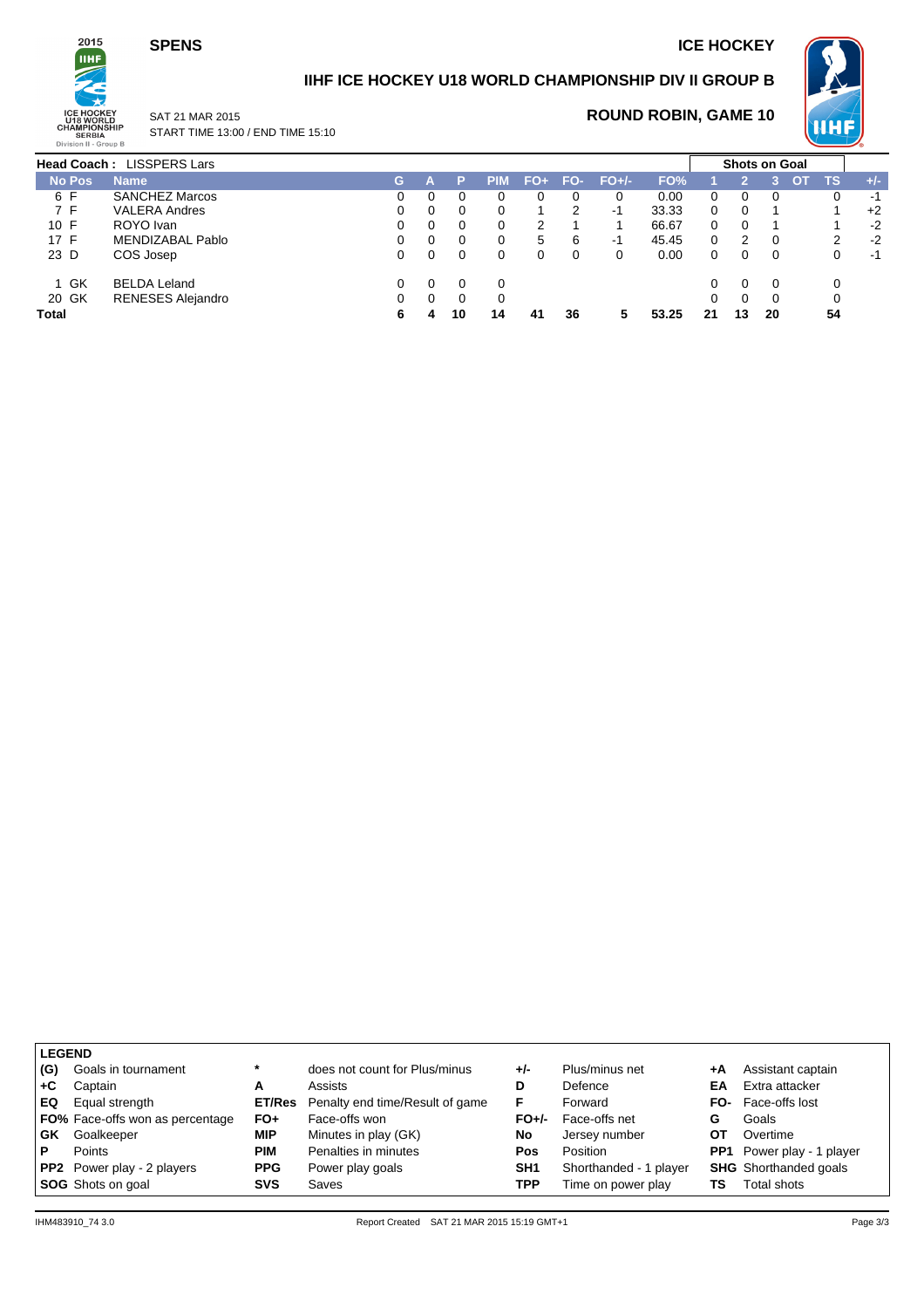**SPENS** **ICE HOCKEY**

## IIHF ICE HOCKEY U18 WORLD CHAMPIONSHIP DIV II GROUP B

SAT 21 MAR 2015
START TIME 13:00 / END TIME 15:10

### ROUND ROBIN, GAME 10

**Head Coach :** LISSPERS Lars

| No | Pos | Name | G | A | P | PIM | FO+ | FO- | FO+/- | FO% | Shots on Goal 1 | 2 | 3 | OT | TS | +/- |
|---|---|---|---|---|---|---|---|---|---|---|---|---|---|---|---|---|
| 6 | F | SANCHEZ Marcos | 0 | 0 | 0 | 0 | 0 | 0 | 0 | 0.00 | 0 | 0 | 0 | | 0 | -1 |
| 7 | F | VALERA Andres | 0 | 0 | 0 | 0 | 1 | 2 | -1 | 33.33 | 0 | 0 | 1 | | 1 | +2 |
| 10 | F | ROYO Ivan | 0 | 0 | 0 | 0 | 2 | 1 | 1 | 66.67 | 0 | 0 | 1 | | 1 | -2 |
| 17 | F | MENDIZABAL Pablo | 0 | 0 | 0 | 0 | 5 | 6 | -1 | 45.45 | 0 | 2 | 0 | | 2 | -2 |
| 23 | D | COS Josep | 0 | 0 | 0 | 0 | 0 | 0 | 0 | 0.00 | 0 | 0 | 0 | | 0 | -1 |
| 1 | GK | BELDA Leland | 0 | 0 | 0 | 0 | | | | | 0 | 0 | 0 | | 0 | |
| 20 | GK | RENESES Alejandro | 0 | 0 | 0 | 0 | | | | | 0 | 0 | 0 | | 0 | |
| **Total** | | | **6** | **4** | **10** | **14** | **41** | **36** | **5** | **53.25** | **21** | **13** | **20** | | **54** | |

**LEGEND**

| | | | | | | | |
|---|---|---|---|---|---|---|---|
| (G) | Goals in tournament | * | does not count for Plus/minus | +/- | Plus/minus net | +A | Assistant captain |
| +C | Captain | A | Assists | D | Defence | EA | Extra attacker |
| EQ | Equal strength | ET/Res | Penalty end time/Result of game | F | Forward | FO- | Face-offs lost |
| FO% | Face-offs won as percentage | FO+ | Face-offs won | FO+/- | Face-offs net | G | Goals |
| GK | Goalkeeper | MIP | Minutes in play (GK) | No | Jersey number | OT | Overtime |
| P | Points | PIM | Penalties in minutes | Pos | Position | PP1 | Power play - 1 player |
| PP2 | Power play - 2 players | PPG | Power play goals | SH1 | Shorthanded - 1 player | SHG | Shorthanded goals |
| SOG | Shots on goal | SVS | Saves | TPP | Time on power play | TS | Total shots |

IHM483910_74 3.0 Report Created SAT 21 MAR 2015 15:19 GMT+1